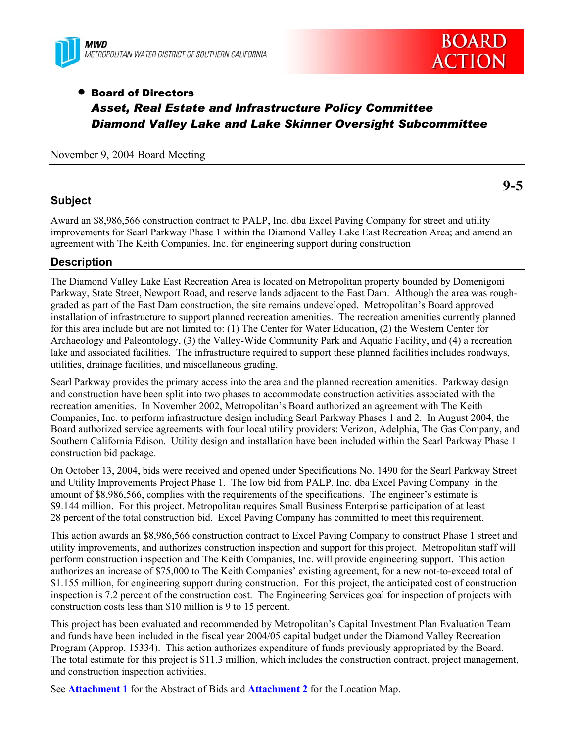MWD
METROPOLITAN WATER DISTRICT OF SOUTHERN CALIFORNIA

BOARD ACTION

- **Board of Directors**
  ***Asset, Real Estate and Infrastructure Policy Committee***
  ***Diamond Valley Lake and Lake Skinner Oversight Subcommittee***

November 9, 2004 Board Meeting

**9-5**

## Subject

Award an $8,986,566 construction contract to PALP, Inc. dba Excel Paving Company for street and utility improvements for Searl Parkway Phase 1 within the Diamond Valley Lake East Recreation Area; and amend an agreement with The Keith Companies, Inc. for engineering support during construction

## Description

The Diamond Valley Lake East Recreation Area is located on Metropolitan property bounded by Domenigoni Parkway, State Street, Newport Road, and reserve lands adjacent to the East Dam. Although the area was rough-graded as part of the East Dam construction, the site remains undeveloped. Metropolitan's Board approved installation of infrastructure to support planned recreation amenities. The recreation amenities currently planned for this area include but are not limited to: (1) The Center for Water Education, (2) the Western Center for Archaeology and Paleontology, (3) the Valley-Wide Community Park and Aquatic Facility, and (4) a recreation lake and associated facilities. The infrastructure required to support these planned facilities includes roadways, utilities, drainage facilities, and miscellaneous grading.

Searl Parkway provides the primary access into the area and the planned recreation amenities. Parkway design and construction have been split into two phases to accommodate construction activities associated with the recreation amenities. In November 2002, Metropolitan's Board authorized an agreement with The Keith Companies, Inc. to perform infrastructure design including Searl Parkway Phases 1 and 2. In August 2004, the Board authorized service agreements with four local utility providers: Verizon, Adelphia, The Gas Company, and Southern California Edison. Utility design and installation have been included within the Searl Parkway Phase 1 construction bid package.

On October 13, 2004, bids were received and opened under Specifications No. 1490 for the Searl Parkway Street and Utility Improvements Project Phase 1. The low bid from PALP, Inc. dba Excel Paving Company in the amount of $8,986,566, complies with the requirements of the specifications. The engineer's estimate is $9.144 million. For this project, Metropolitan requires Small Business Enterprise participation of at least 28 percent of the total construction bid. Excel Paving Company has committed to meet this requirement.

This action awards an $8,986,566 construction contract to Excel Paving Company to construct Phase 1 street and utility improvements, and authorizes construction inspection and support for this project. Metropolitan staff will perform construction inspection and The Keith Companies, Inc. will provide engineering support. This action authorizes an increase of $75,000 to The Keith Companies' existing agreement, for a new not-to-exceed total of $1.155 million, for engineering support during construction. For this project, the anticipated cost of construction inspection is 7.2 percent of the construction cost. The Engineering Services goal for inspection of projects with construction costs less than $10 million is 9 to 15 percent.

This project has been evaluated and recommended by Metropolitan's Capital Investment Plan Evaluation Team and funds have been included in the fiscal year 2004/05 capital budget under the Diamond Valley Recreation Program (Approp. 15334). This action authorizes expenditure of funds previously appropriated by the Board. The total estimate for this project is $11.3 million, which includes the construction contract, project management, and construction inspection activities.

See **Attachment 1** for the Abstract of Bids and **Attachment 2** for the Location Map.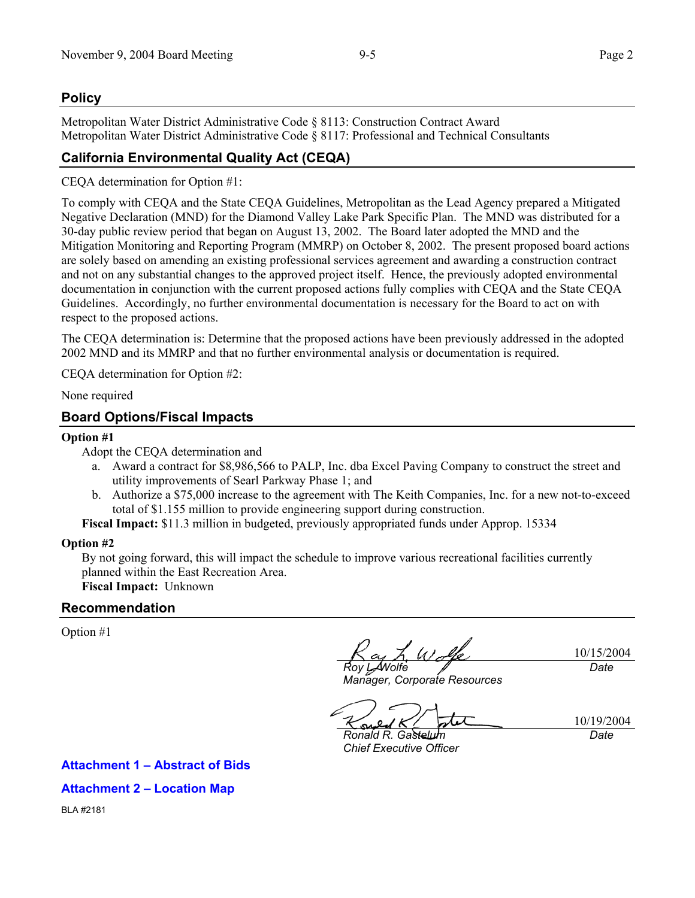## Policy

Metropolitan Water District Administrative Code § 8113: Construction Contract Award
Metropolitan Water District Administrative Code § 8117: Professional and Technical Consultants

## California Environmental Quality Act (CEQA)

CEQA determination for Option #1:

To comply with CEQA and the State CEQA Guidelines, Metropolitan as the Lead Agency prepared a Mitigated Negative Declaration (MND) for the Diamond Valley Lake Park Specific Plan. The MND was distributed for a 30-day public review period that began on August 13, 2002. The Board later adopted the MND and the Mitigation Monitoring and Reporting Program (MMRP) on October 8, 2002. The present proposed board actions are solely based on amending an existing professional services agreement and awarding a construction contract and not on any substantial changes to the approved project itself. Hence, the previously adopted environmental documentation in conjunction with the current proposed actions fully complies with CEQA and the State CEQA Guidelines. Accordingly, no further environmental documentation is necessary for the Board to act on with respect to the proposed actions.

The CEQA determination is: Determine that the proposed actions have been previously addressed in the adopted 2002 MND and its MMRP and that no further environmental analysis or documentation is required.

CEQA determination for Option #2:

None required

## Board Options/Fiscal Impacts

**Option #1**

Adopt the CEQA determination and

a. Award a contract for $8,986,566 to PALP, Inc. dba Excel Paving Company to construct the street and utility improvements of Searl Parkway Phase 1; and
b. Authorize a $75,000 increase to the agreement with The Keith Companies, Inc. for a new not-to-exceed total of $1.155 million to provide engineering support during construction.

**Fiscal Impact:** $11.3 million in budgeted, previously appropriated funds under Approp. 15334

**Option #2**

By not going forward, this will impact the schedule to improve various recreational facilities currently planned within the East Recreation Area.

**Fiscal Impact:** Unknown

## Recommendation

Option #1

| | |
|---|---|
| *Roy L. Wolfe* | 10/15/2004 |
| *Manager, Corporate Resources* | *Date* |
| *Ronald R. Gastelum* | 10/19/2004 |
| *Chief Executive Officer* | *Date* |

**Attachment 1 – Abstract of Bids**

**Attachment 2 – Location Map**

BLA #2181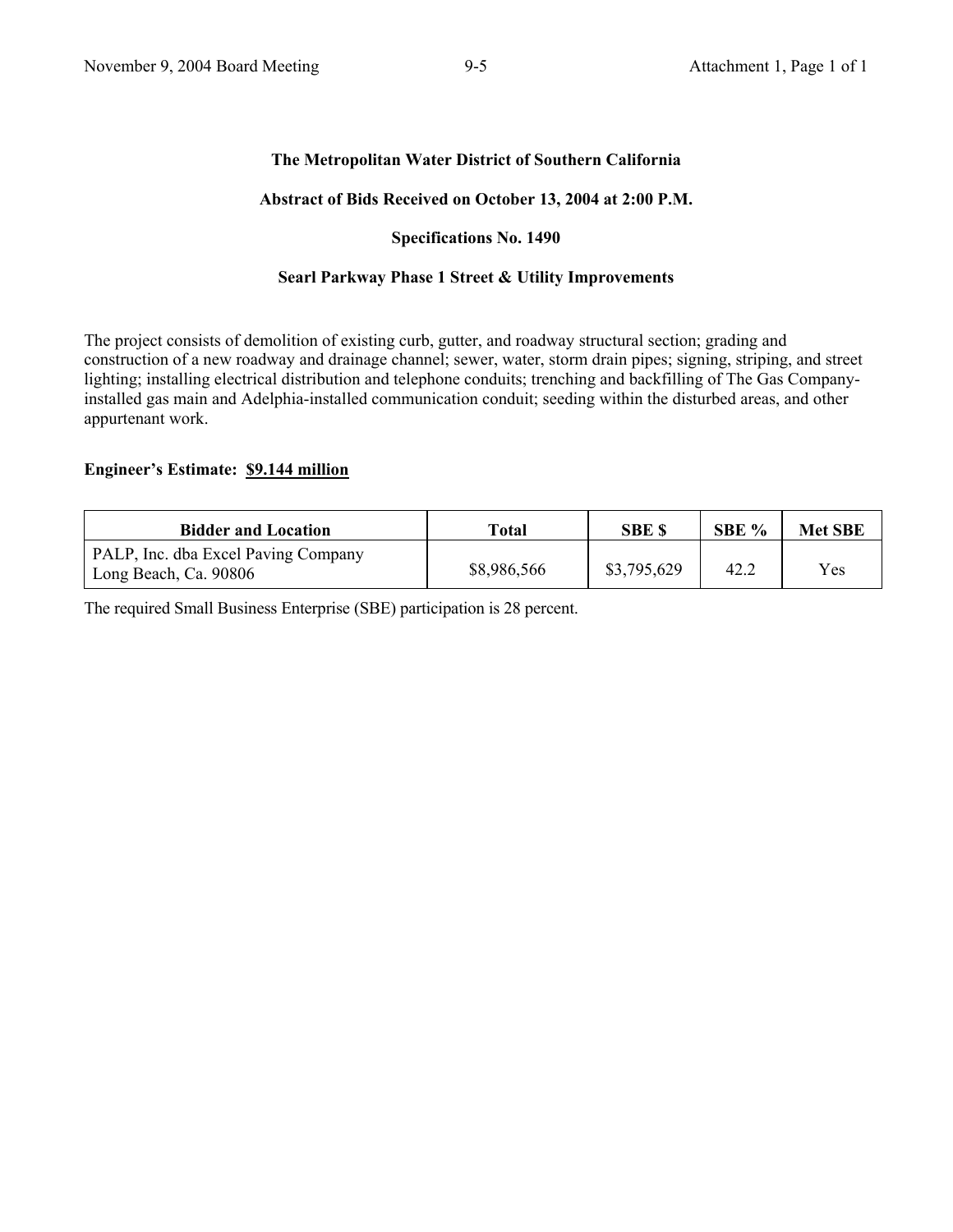**The Metropolitan Water District of Southern California**

**Abstract of Bids Received on October 13, 2004 at 2:00 P.M.**

**Specifications No. 1490**

**Searl Parkway Phase 1 Street & Utility Improvements**

The project consists of demolition of existing curb, gutter, and roadway structural section; grading and construction of a new roadway and drainage channel; sewer, water, storm drain pipes; signing, striping, and street lighting; installing electrical distribution and telephone conduits; trenching and backfilling of The Gas Company-installed gas main and Adelphia-installed communication conduit; seeding within the disturbed areas, and other appurtenant work.

**Engineer's Estimate: $9.144 million**

| Bidder and Location | Total | SBE $ | SBE % | Met SBE |
|---|---|---|---|---|
| PALP, Inc. dba Excel Paving Company<br>Long Beach, Ca. 90806 | $8,986,566 | $3,795,629 | 42.2 | Yes |

The required Small Business Enterprise (SBE) participation is 28 percent.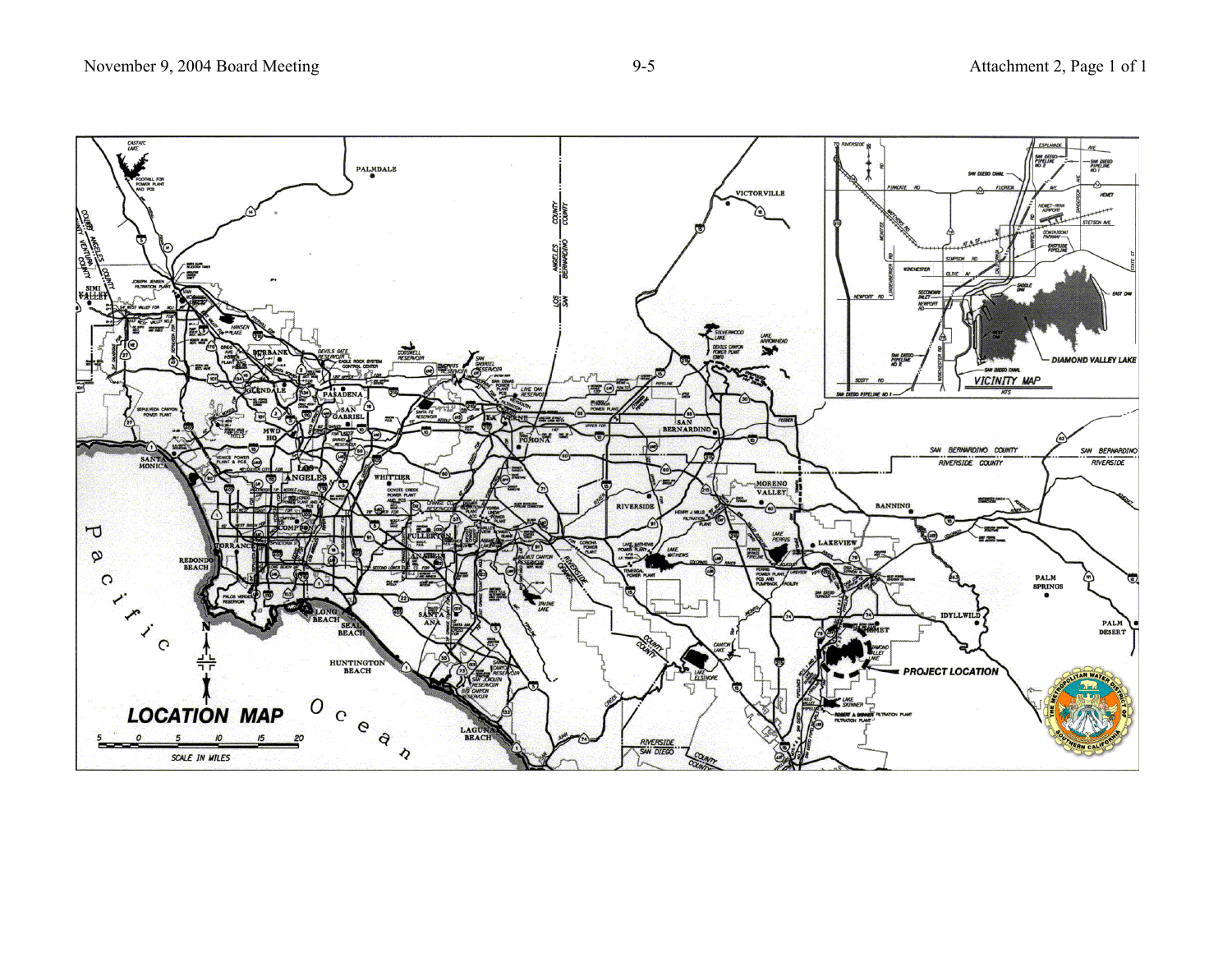LOCATION MAP

VICINITY MAP

DIAMOND VALLEY LAKE

PROJECT LOCATION

Pacific Ocean

5 0 5 10 15 20

SCALE IN MILES